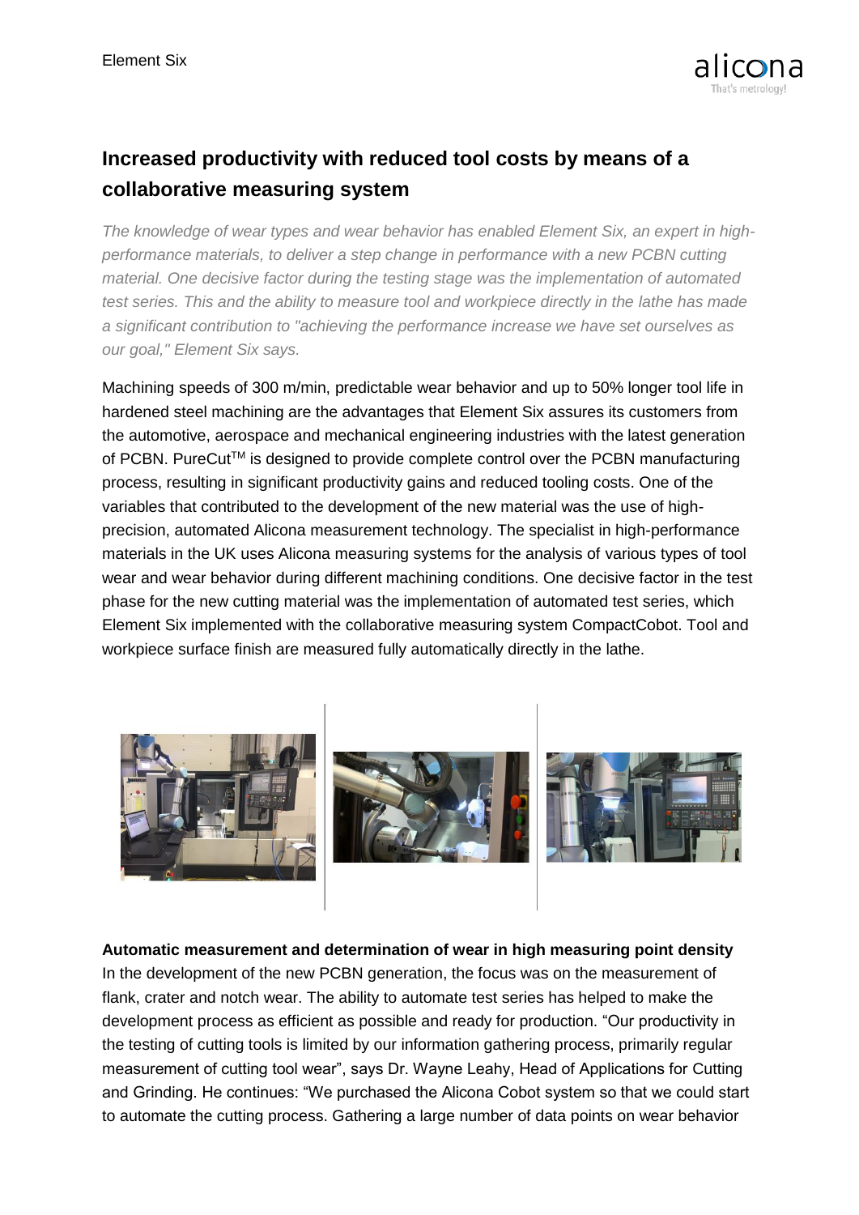# Increased productivity with reduced tool costs by means of a collaborative measuring system

*The knowledge of wear types and wear behavior has enabled Element Six, an expert in high-performance materials, to deliver a step change in performance with a new PCBN cutting material. One decisive factor during the testing stage was the implementation of automated test series. This and the ability to measure tool and workpiece directly in the lathe has made a significant contribution to "achieving the performance increase we have set ourselves as our goal," Element Six says.*

Machining speeds of 300 m/min, predictable wear behavior and up to 50% longer tool life in hardened steel machining are the advantages that Element Six assures its customers from the automotive, aerospace and mechanical engineering industries with the latest generation of PCBN. PureCut™ is designed to provide complete control over the PCBN manufacturing process, resulting in significant productivity gains and reduced tooling costs. One of the variables that contributed to the development of the new material was the use of high-precision, automated Alicona measurement technology. The specialist in high-performance materials in the UK uses Alicona measuring systems for the analysis of various types of tool wear and wear behavior during different machining conditions. One decisive factor in the test phase for the new cutting material was the implementation of automated test series, which Element Six implemented with the collaborative measuring system CompactCobot. Tool and workpiece surface finish are measured fully automatically directly in the lathe.

**Automatic measurement and determination of wear in high measuring point density**

In the development of the new PCBN generation, the focus was on the measurement of flank, crater and notch wear. The ability to automate test series has helped to make the development process as efficient as possible and ready for production. "Our productivity in the testing of cutting tools is limited by our information gathering process, primarily regular measurement of cutting tool wear", says Dr. Wayne Leahy, Head of Applications for Cutting and Grinding. He continues: "We purchased the Alicona Cobot system so that we could start to automate the cutting process. Gathering a large number of data points on wear behavior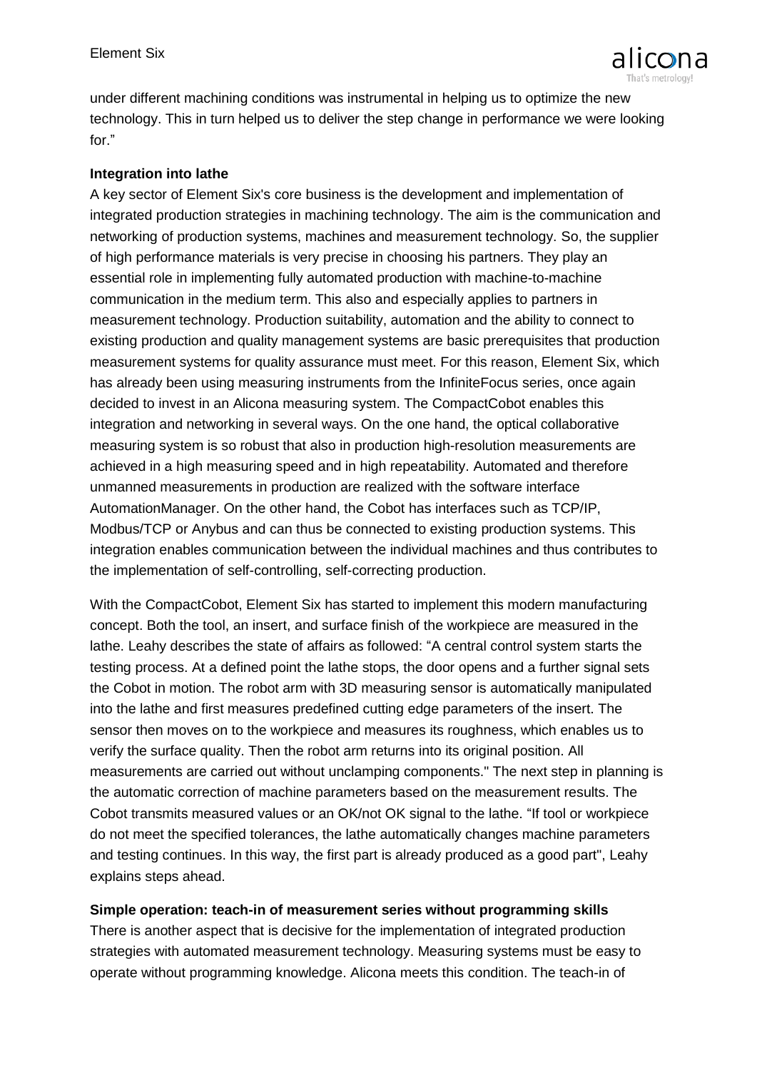under different machining conditions was instrumental in helping us to optimize the new technology. This in turn helped us to deliver the step change in performance we were looking for."

**Integration into lathe**

A key sector of Element Six's core business is the development and implementation of integrated production strategies in machining technology. The aim is the communication and networking of production systems, machines and measurement technology. So, the supplier of high performance materials is very precise in choosing his partners. They play an essential role in implementing fully automated production with machine-to-machine communication in the medium term. This also and especially applies to partners in measurement technology. Production suitability, automation and the ability to connect to existing production and quality management systems are basic prerequisites that production measurement systems for quality assurance must meet. For this reason, Element Six, which has already been using measuring instruments from the InfiniteFocus series, once again decided to invest in an Alicona measuring system. The CompactCobot enables this integration and networking in several ways. On the one hand, the optical collaborative measuring system is so robust that also in production high-resolution measurements are achieved in a high measuring speed and in high repeatability. Automated and therefore unmanned measurements in production are realized with the software interface AutomationManager. On the other hand, the Cobot has interfaces such as TCP/IP, Modbus/TCP or Anybus and can thus be connected to existing production systems. This integration enables communication between the individual machines and thus contributes to the implementation of self-controlling, self-correcting production.

With the CompactCobot, Element Six has started to implement this modern manufacturing concept. Both the tool, an insert, and surface finish of the workpiece are measured in the lathe. Leahy describes the state of affairs as followed: "A central control system starts the testing process. At a defined point the lathe stops, the door opens and a further signal sets the Cobot in motion. The robot arm with 3D measuring sensor is automatically manipulated into the lathe and first measures predefined cutting edge parameters of the insert. The sensor then moves on to the workpiece and measures its roughness, which enables us to verify the surface quality. Then the robot arm returns into its original position. All measurements are carried out without unclamping components." The next step in planning is the automatic correction of machine parameters based on the measurement results. The Cobot transmits measured values or an OK/not OK signal to the lathe. "If tool or workpiece do not meet the specified tolerances, the lathe automatically changes machine parameters and testing continues. In this way, the first part is already produced as a good part", Leahy explains steps ahead.

**Simple operation: teach-in of measurement series without programming skills**

There is another aspect that is decisive for the implementation of integrated production strategies with automated measurement technology. Measuring systems must be easy to operate without programming knowledge. Alicona meets this condition. The teach-in of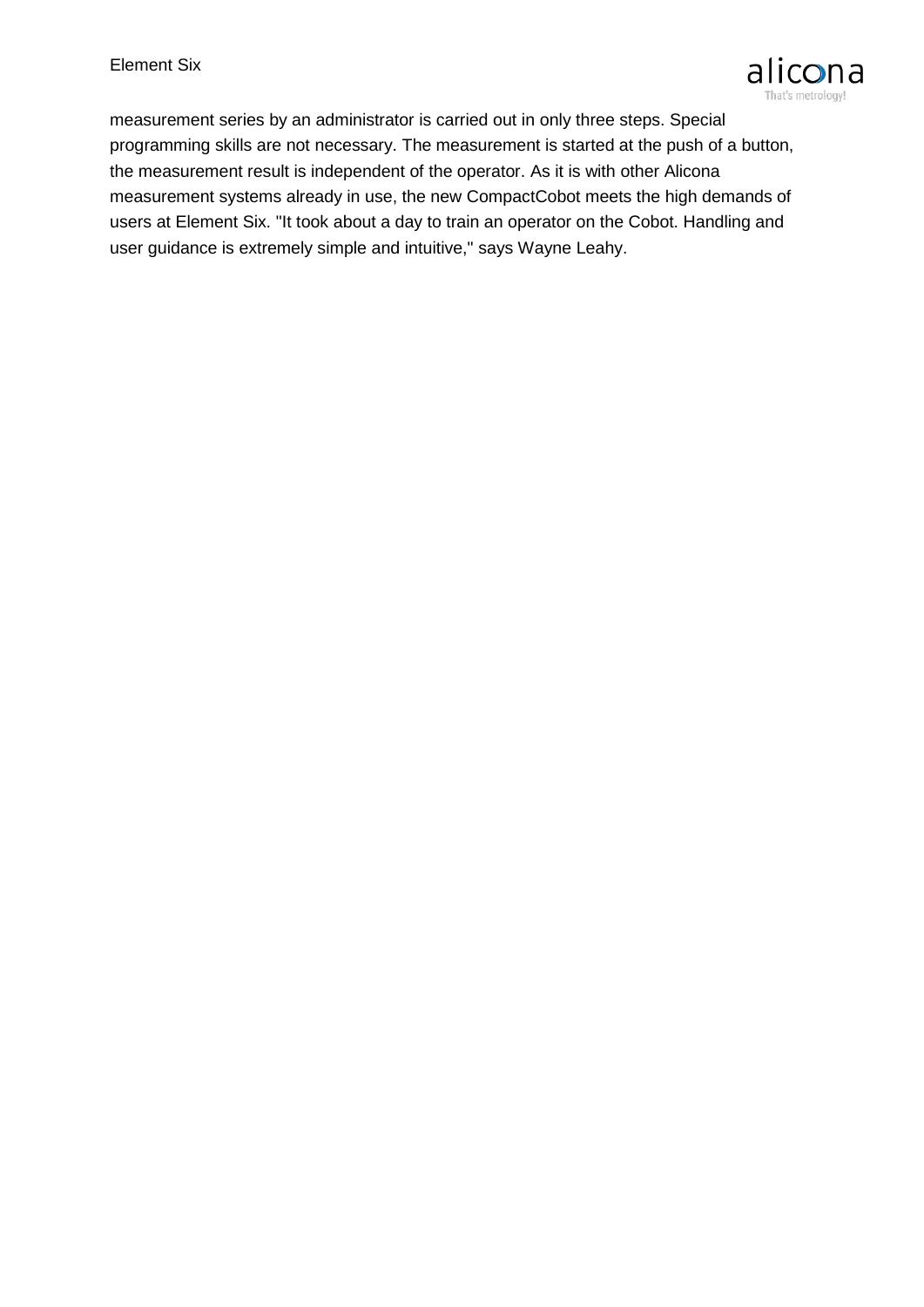measurement series by an administrator is carried out in only three steps. Special programming skills are not necessary. The measurement is started at the push of a button, the measurement result is independent of the operator. As it is with other Alicona measurement systems already in use, the new CompactCobot meets the high demands of users at Element Six. "It took about a day to train an operator on the Cobot. Handling and user guidance is extremely simple and intuitive," says Wayne Leahy.